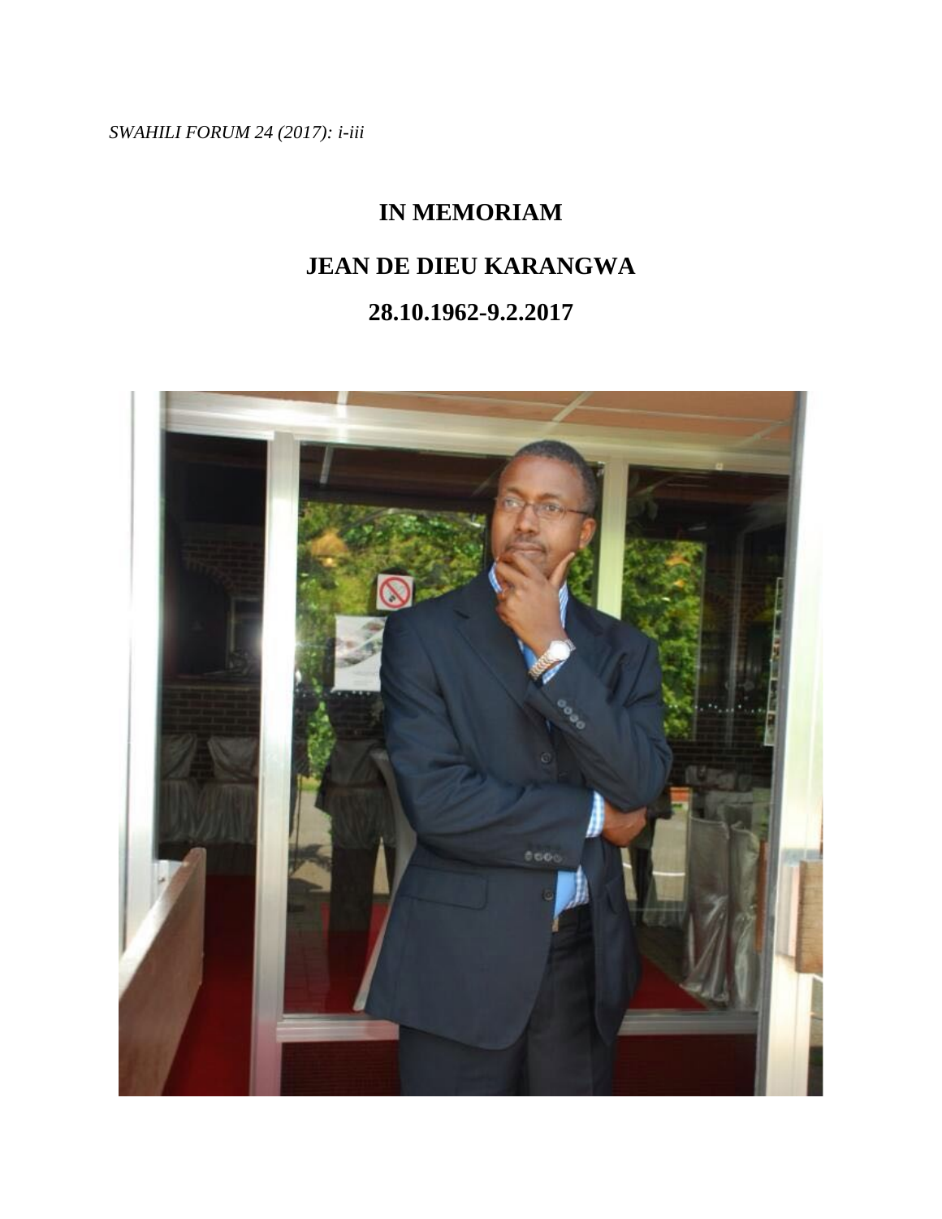# IN MEMORIAM

# JEAN DE DIEU KARANGWA

# 28.10.1962-9.2.2017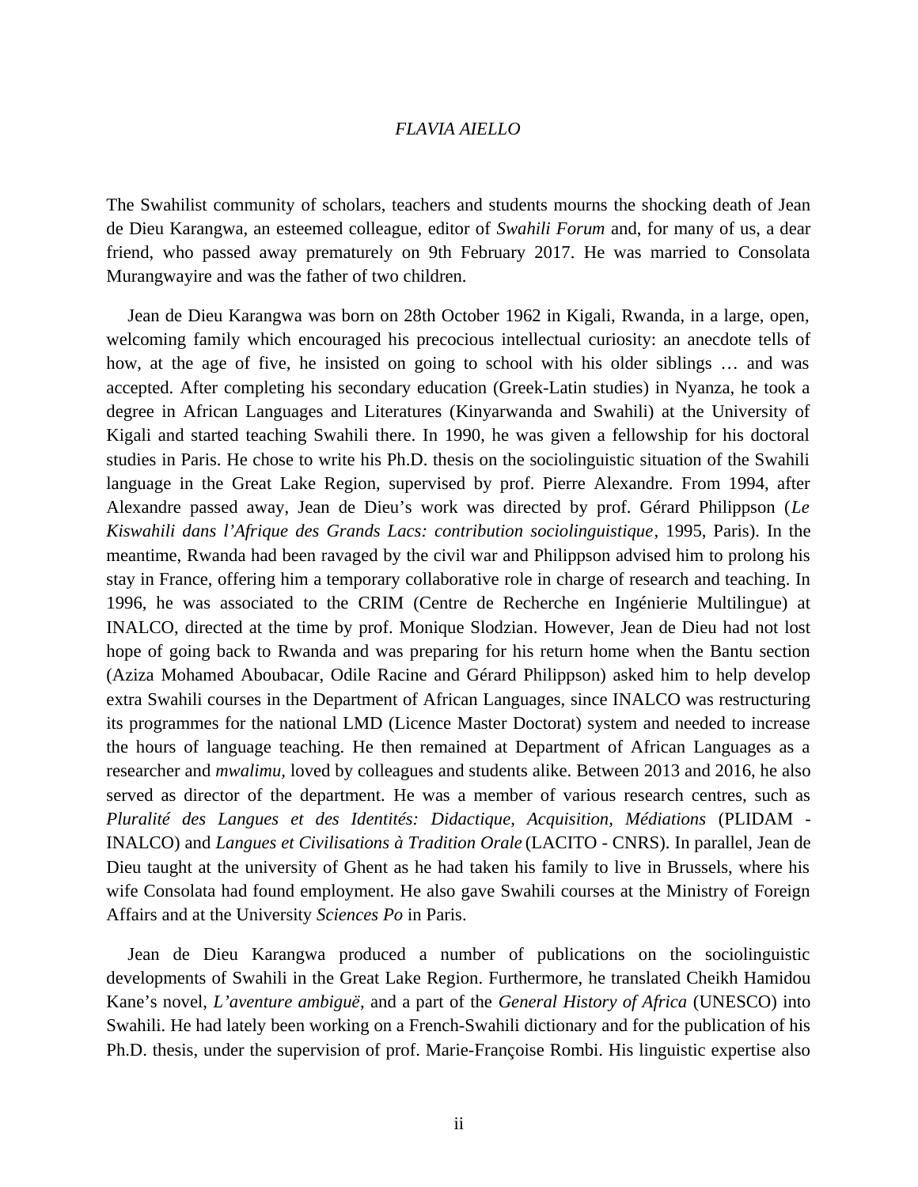*FLAVIA AIELLO*

The Swahilist community of scholars, teachers and students mourns the shocking death of Jean de Dieu Karangwa, an esteemed colleague, editor of *Swahili Forum* and, for many of us, a dear friend, who passed away prematurely on 9th February 2017. He was married to Consolata Murangwayire and was the father of two children.

Jean de Dieu Karangwa was born on 28th October 1962 in Kigali, Rwanda, in a large, open, welcoming family which encouraged his precocious intellectual curiosity: an anecdote tells of how, at the age of five, he insisted on going to school with his older siblings … and was accepted. After completing his secondary education (Greek-Latin studies) in Nyanza, he took a degree in African Languages and Literatures (Kinyarwanda and Swahili) at the University of Kigali and started teaching Swahili there. In 1990, he was given a fellowship for his doctoral studies in Paris. He chose to write his Ph.D. thesis on the sociolinguistic situation of the Swahili language in the Great Lake Region, supervised by prof. Pierre Alexandre. From 1994, after Alexandre passed away, Jean de Dieu's work was directed by prof. Gérard Philippson (*Le Kiswahili dans l'Afrique des Grands Lacs: contribution sociolinguistique*, 1995, Paris). In the meantime, Rwanda had been ravaged by the civil war and Philippson advised him to prolong his stay in France, offering him a temporary collaborative role in charge of research and teaching. In 1996, he was associated to the CRIM (Centre de Recherche en Ingénierie Multilingue) at INALCO, directed at the time by prof. Monique Slodzian. However, Jean de Dieu had not lost hope of going back to Rwanda and was preparing for his return home when the Bantu section (Aziza Mohamed Aboubacar, Odile Racine and Gérard Philippson) asked him to help develop extra Swahili courses in the Department of African Languages, since INALCO was restructuring its programmes for the national LMD (Licence Master Doctorat) system and needed to increase the hours of language teaching. He then remained at Department of African Languages as a researcher and *mwalimu*, loved by colleagues and students alike. Between 2013 and 2016, he also served as director of the department. He was a member of various research centres, such as *Pluralité des Langues et des Identités: Didactique, Acquisition, Médiations* (PLIDAM - INALCO) and *Langues et Civilisations à Tradition Orale* (LACITO - CNRS). In parallel, Jean de Dieu taught at the university of Ghent as he had taken his family to live in Brussels, where his wife Consolata had found employment. He also gave Swahili courses at the Ministry of Foreign Affairs and at the University *Sciences Po* in Paris.

Jean de Dieu Karangwa produced a number of publications on the sociolinguistic developments of Swahili in the Great Lake Region. Furthermore, he translated Cheikh Hamidou Kane's novel, *L'aventure ambiguë*, and a part of the *General History of Africa* (UNESCO) into Swahili. He had lately been working on a French-Swahili dictionary and for the publication of his Ph.D. thesis, under the supervision of prof. Marie-Françoise Rombi. His linguistic expertise also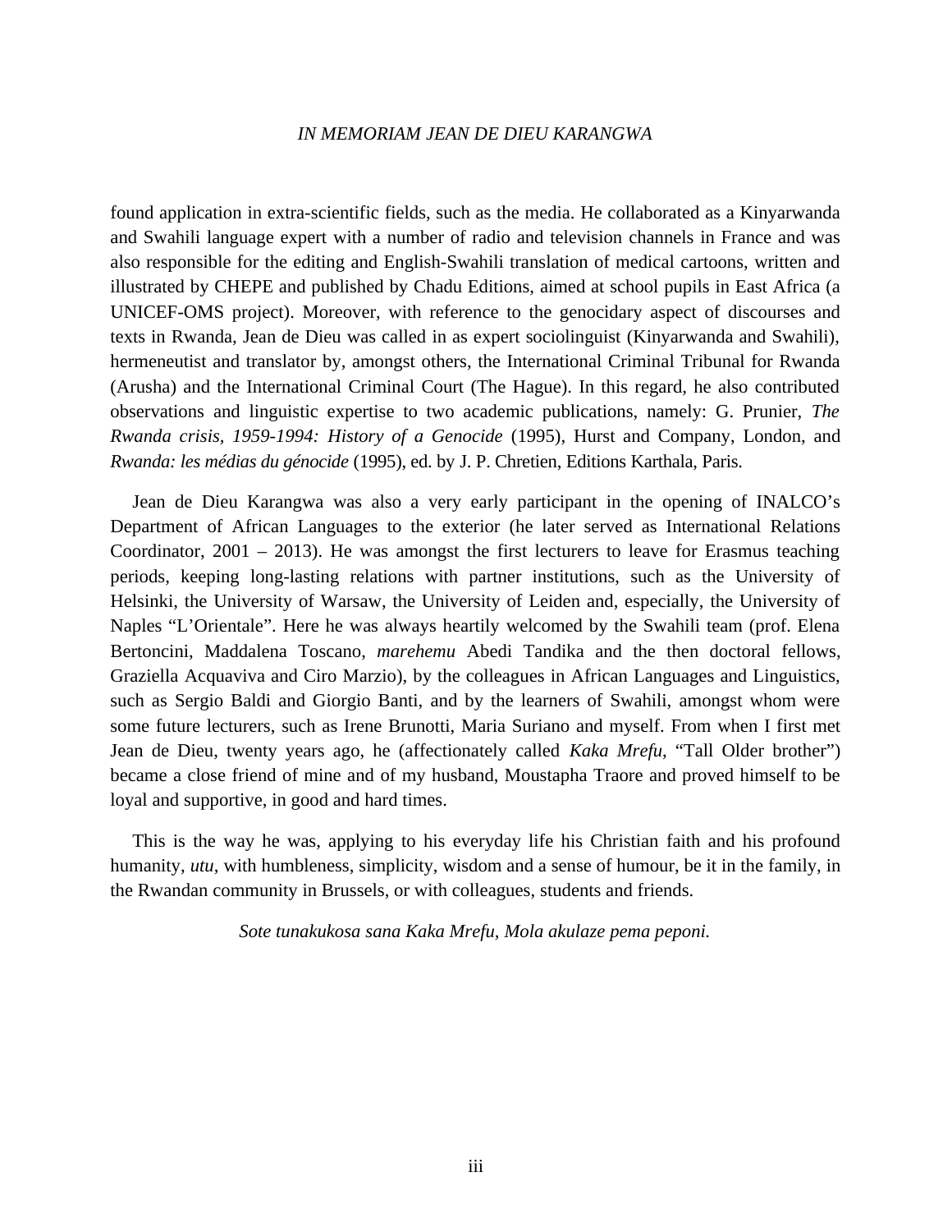found application in extra-scientific fields, such as the media. He collaborated as a Kinyarwanda and Swahili language expert with a number of radio and television channels in France and was also responsible for the editing and English-Swahili translation of medical cartoons, written and illustrated by CHEPE and published by Chadu Editions, aimed at school pupils in East Africa (a UNICEF-OMS project). Moreover, with reference to the genocidary aspect of discourses and texts in Rwanda, Jean de Dieu was called in as expert sociolinguist (Kinyarwanda and Swahili), hermeneutist and translator by, amongst others, the International Criminal Tribunal for Rwanda (Arusha) and the International Criminal Court (The Hague). In this regard, he also contributed observations and linguistic expertise to two academic publications, namely: G. Prunier, *The Rwanda crisis, 1959-1994: History of a Genocide* (1995), Hurst and Company, London, and *Rwanda: les médias du génocide* (1995), ed. by J. P. Chretien, Editions Karthala, Paris.

Jean de Dieu Karangwa was also a very early participant in the opening of INALCO's Department of African Languages to the exterior (he later served as International Relations Coordinator, 2001 – 2013). He was amongst the first lecturers to leave for Erasmus teaching periods, keeping long-lasting relations with partner institutions, such as the University of Helsinki, the University of Warsaw, the University of Leiden and, especially, the University of Naples "L'Orientale". Here he was always heartily welcomed by the Swahili team (prof. Elena Bertoncini, Maddalena Toscano, *marehemu* Abedi Tandika and the then doctoral fellows, Graziella Acquaviva and Ciro Marzio), by the colleagues in African Languages and Linguistics, such as Sergio Baldi and Giorgio Banti, and by the learners of Swahili, amongst whom were some future lecturers, such as Irene Brunotti, Maria Suriano and myself. From when I first met Jean de Dieu, twenty years ago, he (affectionately called *Kaka Mrefu*, "Tall Older brother") became a close friend of mine and of my husband, Moustapha Traore and proved himself to be loyal and supportive, in good and hard times.

This is the way he was, applying to his everyday life his Christian faith and his profound humanity, *utu*, with humbleness, simplicity, wisdom and a sense of humour, be it in the family, in the Rwandan community in Brussels, or with colleagues, students and friends.

*Sote tunakukosa sana Kaka Mrefu, Mola akulaze pema peponi.*